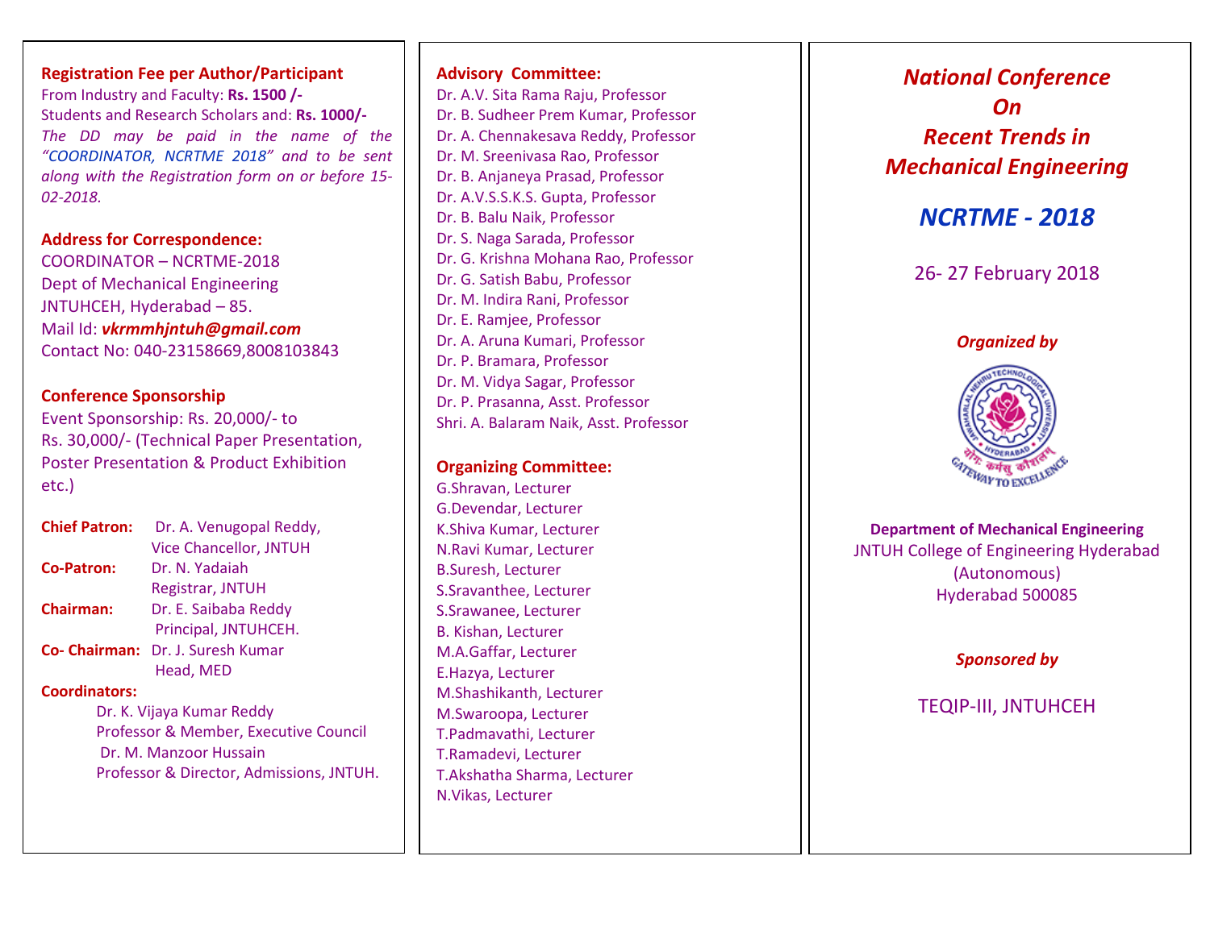**Registration Fee per Author/Participant**

From Industry and Faculty: **Rs. 1500 /-**
Students and Research Scholars and: **Rs. 1000/-**

*The DD may be paid in the name of the "COORDINATOR, NCRTME 2018" and to be sent along with the Registration form on or before 15-02-2018.*

**Address for Correspondence:**

COORDINATOR – NCRTME-2018
Dept of Mechanical Engineering
JNTUHCEH, Hyderabad – 85.
Mail Id: ***vkrmmhjntuh@gmail.com***
Contact No: 040-23158669,8008103843

**Conference Sponsorship**

Event Sponsorship: Rs. 20,000/- to Rs. 30,000/- (Technical Paper Presentation, Poster Presentation & Product Exhibition etc.)

**Chief Patron:** Dr. A. Venugopal Reddy, Vice Chancellor, JNTUH

**Co-Patron:** Dr. N. Yadaiah, Registrar, JNTUH

**Chairman:** Dr. E. Saibaba Reddy, Principal, JNTUHCEH.

**Co- Chairman:** Dr. J. Suresh Kumar, Head, MED

**Coordinators:**

Dr. K. Vijaya Kumar Reddy
Professor & Member, Executive Council

Dr. M. Manzoor Hussain
Professor & Director, Admissions, JNTUH.

**Advisory Committee:**

Dr. A.V. Sita Rama Raju, Professor
Dr. B. Sudheer Prem Kumar, Professor
Dr. A. Chennakesava Reddy, Professor
Dr. M. Sreenivasa Rao, Professor
Dr. B. Anjaneya Prasad, Professor
Dr. A.V.S.S.K.S. Gupta, Professor
Dr. B. Balu Naik, Professor
Dr. S. Naga Sarada, Professor
Dr. G. Krishna Mohana Rao, Professor
Dr. G. Satish Babu, Professor
Dr. M. Indira Rani, Professor
Dr. E. Ramjee, Professor
Dr. A. Aruna Kumari, Professor
Dr. P. Bramara, Professor
Dr. M. Vidya Sagar, Professor
Dr. P. Prasanna, Asst. Professor
Shri. A. Balaram Naik, Asst. Professor

**Organizing Committee:**

G.Shravan, Lecturer
G.Devendar, Lecturer
K.Shiva Kumar, Lecturer
N.Ravi Kumar, Lecturer
B.Suresh, Lecturer
S.Sravanthee, Lecturer
S.Srawanee, Lecturer
B. Kishan, Lecturer
M.A.Gaffar, Lecturer
E.Hazya, Lecturer
M.Shashikanth, Lecturer
M.Swaroopa, Lecturer
T.Padmavathi, Lecturer
T.Ramadevi, Lecturer
T.Akshatha Sharma, Lecturer
N.Vikas, Lecturer

# *National Conference On Recent Trends in Mechanical Engineering*

## *NCRTME - 2018*

26- 27 February 2018

***Organized by***

**Department of Mechanical Engineering**
JNTUH College of Engineering Hyderabad (Autonomous)
Hyderabad 500085

***Sponsored by***

TEQIP-III, JNTUHCEH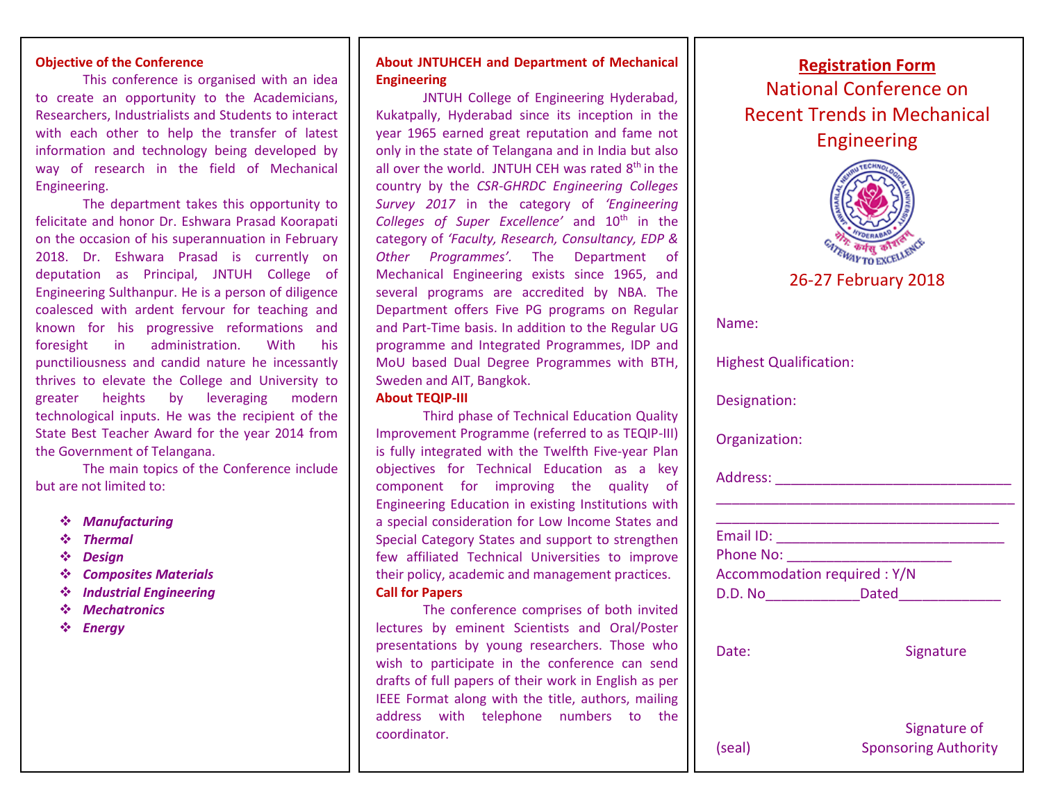**Objective of the Conference**

This conference is organised with an idea to create an opportunity to the Academicians, Researchers, Industrialists and Students to interact with each other to help the transfer of latest information and technology being developed by way of research in the field of Mechanical Engineering.

The department takes this opportunity to felicitate and honor Dr. Eshwara Prasad Koorapati on the occasion of his superannuation in February 2018. Dr. Eshwara Prasad is currently on deputation as Principal, JNTUH College of Engineering Sulthanpur. He is a person of diligence coalesced with ardent fervour for teaching and known for his progressive reformations and foresight in administration. With his punctiliousness and candid nature he incessantly thrives to elevate the College and University to greater heights by leveraging modern technological inputs. He was the recipient of the State Best Teacher Award for the year 2014 from the Government of Telangana.

The main topics of the Conference include but are not limited to:

- ***Manufacturing***
- ***Thermal***
- ***Design***
- ***Composites Materials***
- ***Industrial Engineering***
- ***Mechatronics***
- ***Energy***

**About JNTUHCEH and Department of Mechanical Engineering**

JNTUH College of Engineering Hyderabad, Kukatpally, Hyderabad since its inception in the year 1965 earned great reputation and fame not only in the state of Telangana and in India but also all over the world. JNTUH CEH was rated 8th in the country by the *CSR-GHRDC Engineering Colleges Survey 2017* in the category of *'Engineering Colleges of Super Excellence'* and 10th in the category of *'Faculty, Research, Consultancy, EDP & Other Programmes'*. The Department of Mechanical Engineering exists since 1965, and several programs are accredited by NBA. The Department offers Five PG programs on Regular and Part-Time basis. In addition to the Regular UG programme and Integrated Programmes, IDP and MoU based Dual Degree Programmes with BTH, Sweden and AIT, Bangkok.

**About TEQIP-III**

Third phase of Technical Education Quality Improvement Programme (referred to as TEQIP-III) is fully integrated with the Twelfth Five-year Plan objectives for Technical Education as a key component for improving the quality of Engineering Education in existing Institutions with a special consideration for Low Income States and Special Category States and support to strengthen few affiliated Technical Universities to improve their policy, academic and management practices.

**Call for Papers**

The conference comprises of both invited lectures by eminent Scientists and Oral/Poster presentations by young researchers. Those who wish to participate in the conference can send drafts of full papers of their work in English as per IEEE Format along with the title, authors, mailing address with telephone numbers to the coordinator.

**Registration Form**

National Conference on Recent Trends in Mechanical Engineering

26-27 February 2018

Name:

Highest Qualification:

Designation:

Organization:

Address: ______________________________
________________________________________
_____________________________________

Email ID: ____________________________

Phone No: _____________________

Accommodation required : Y/N

D.D. No____________Dated_____________

Date: Signature

(seal) Signature of Sponsoring Authority